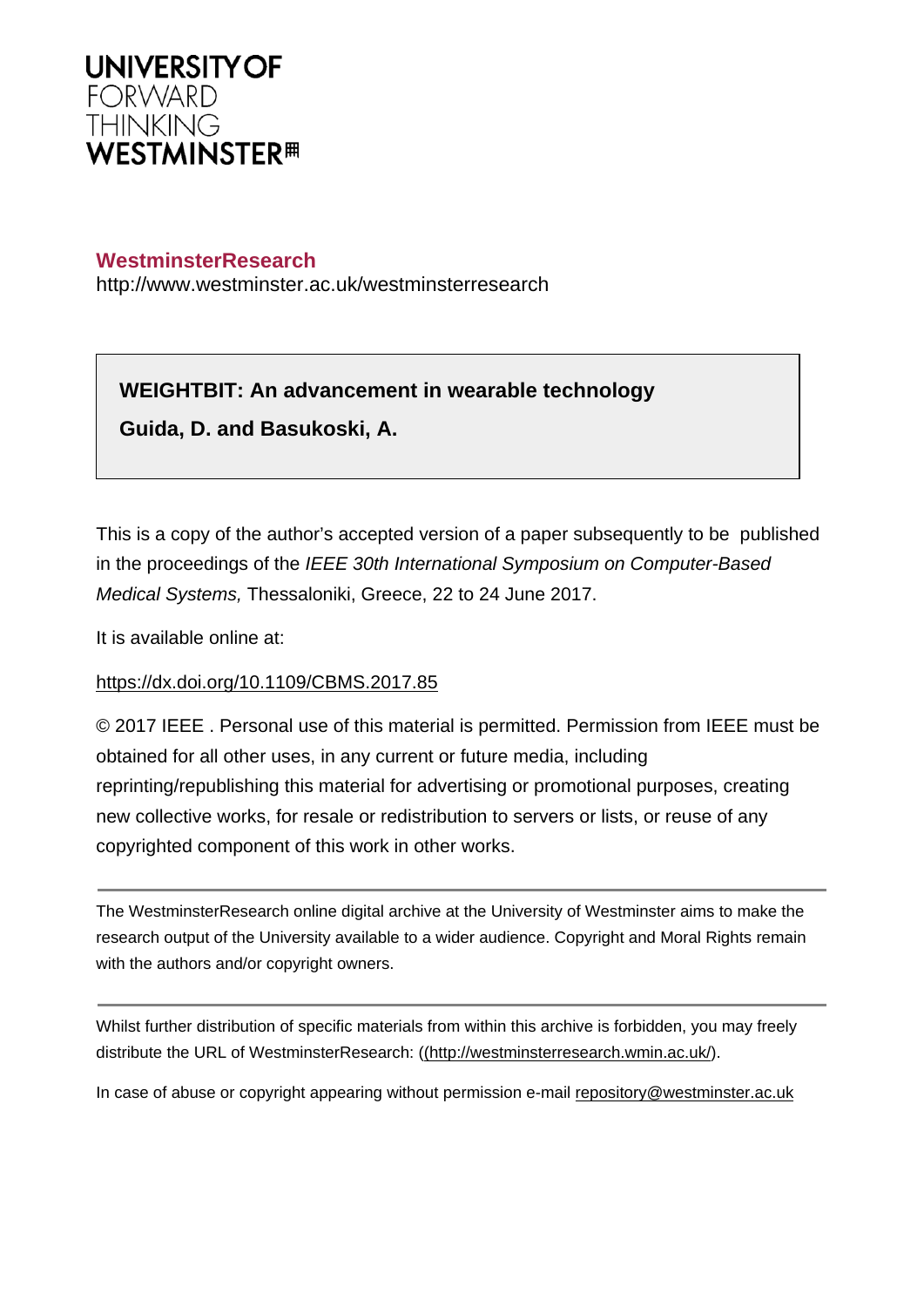UNIVERSITY OF
FORWARD
THINKING
WESTMINSTER

**WestminsterResearch**
http://www.westminster.ac.uk/westminsterresearch

**WEIGHTBIT: An advancement in wearable technology**

**Guida, D. and Basukoski, A.**

This is a copy of the author's accepted version of a paper subsequently to be published in the proceedings of the *IEEE 30th International Symposium on Computer-Based Medical Systems,* Thessaloniki, Greece, 22 to 24 June 2017.

It is available online at:

https://dx.doi.org/10.1109/CBMS.2017.85

© 2017 IEEE . Personal use of this material is permitted. Permission from IEEE must be obtained for all other uses, in any current or future media, including reprinting/republishing this material for advertising or promotional purposes, creating new collective works, for resale or redistribution to servers or lists, or reuse of any copyrighted component of this work in other works.

---

The WestminsterResearch online digital archive at the University of Westminster aims to make the research output of the University available to a wider audience. Copyright and Moral Rights remain with the authors and/or copyright owners.

---

Whilst further distribution of specific materials from within this archive is forbidden, you may freely distribute the URL of WestminsterResearch: ((http://westminsterresearch.wmin.ac.uk/).

In case of abuse or copyright appearing without permission e-mail repository@westminster.ac.uk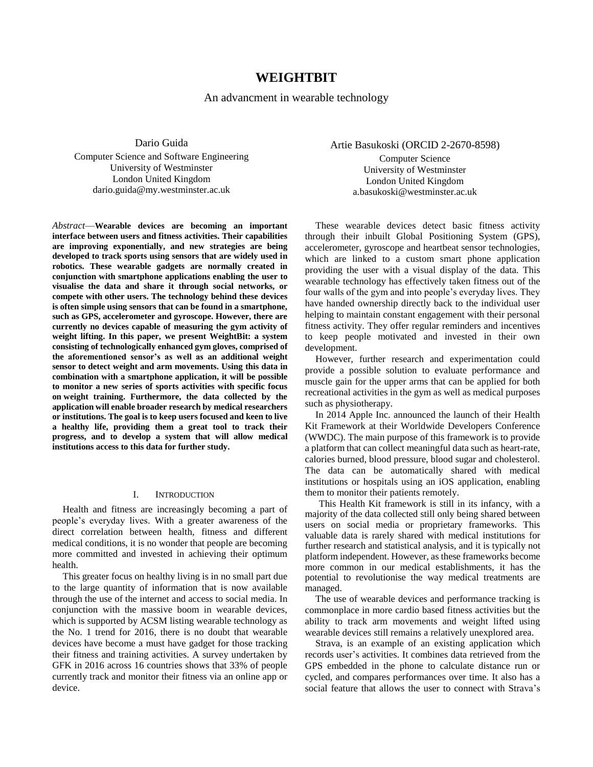# WEIGHTBIT

An advancment in wearable technology

Dario Guida
Computer Science and Software Engineering
University of Westminster
London United Kingdom
dario.guida@my.westminster.ac.uk

Artie Basukoski (ORCID 2-2670-8598)
Computer Science
University of Westminster
London United Kingdom
a.basukoski@westminster.ac.uk

*Abstract*—**Wearable devices are becoming an important interface between users and fitness activities. Their capabilities are improving exponentially, and new strategies are being developed to track sports using sensors that are widely used in robotics. These wearable gadgets are normally created in conjunction with smartphone applications enabling the user to visualise the data and share it through social networks, or compete with other users. The technology behind these devices is often simple using sensors that can be found in a smartphone, such as GPS, accelerometer and gyroscope. However, there are currently no devices capable of measuring the gym activity of weight lifting. In this paper, we present WeightBit: a system consisting of technologically enhanced gym gloves, comprised of the aforementioned sensor's as well as an additional weight sensor to detect weight and arm movements. Using this data in combination with a smartphone application, it will be possible to monitor a new series of sports activities with specific focus on weight training. Furthermore, the data collected by the application will enable broader research by medical researchers or institutions. The goal is to keep users focused and keen to live a healthy life, providing them a great tool to track their progress, and to develop a system that will allow medical institutions access to this data for further study.**

## I. Introduction

Health and fitness are increasingly becoming a part of people's everyday lives. With a greater awareness of the direct correlation between health, fitness and different medical conditions, it is no wonder that people are becoming more committed and invested in achieving their optimum health.

This greater focus on healthy living is in no small part due to the large quantity of information that is now available through the use of the internet and access to social media. In conjunction with the massive boom in wearable devices, which is supported by ACSM listing wearable technology as the No. 1 trend for 2016, there is no doubt that wearable devices have become a must have gadget for those tracking their fitness and training activities. A survey undertaken by GFK in 2016 across 16 countries shows that 33% of people currently track and monitor their fitness via an online app or device.

These wearable devices detect basic fitness activity through their inbuilt Global Positioning System (GPS), accelerometer, gyroscope and heartbeat sensor technologies, which are linked to a custom smart phone application providing the user with a visual display of the data. This wearable technology has effectively taken fitness out of the four walls of the gym and into people's everyday lives. They have handed ownership directly back to the individual user helping to maintain constant engagement with their personal fitness activity. They offer regular reminders and incentives to keep people motivated and invested in their own development.

However, further research and experimentation could provide a possible solution to evaluate performance and muscle gain for the upper arms that can be applied for both recreational activities in the gym as well as medical purposes such as physiotherapy.

In 2014 Apple Inc. announced the launch of their Health Kit Framework at their Worldwide Developers Conference (WWDC). The main purpose of this framework is to provide a platform that can collect meaningful data such as heart-rate, calories burned, blood pressure, blood sugar and cholesterol. The data can be automatically shared with medical institutions or hospitals using an iOS application, enabling them to monitor their patients remotely.

This Health Kit framework is still in its infancy, with a majority of the data collected still only being shared between users on social media or proprietary frameworks. This valuable data is rarely shared with medical institutions for further research and statistical analysis, and it is typically not platform independent. However, as these frameworks become more common in our medical establishments, it has the potential to revolutionise the way medical treatments are managed.

The use of wearable devices and performance tracking is commonplace in more cardio based fitness activities but the ability to track arm movements and weight lifted using wearable devices still remains a relatively unexplored area.

Strava, is an example of an existing application which records user's activities. It combines data retrieved from the GPS embedded in the phone to calculate distance run or cycled, and compares performances over time. It also has a social feature that allows the user to connect with Strava's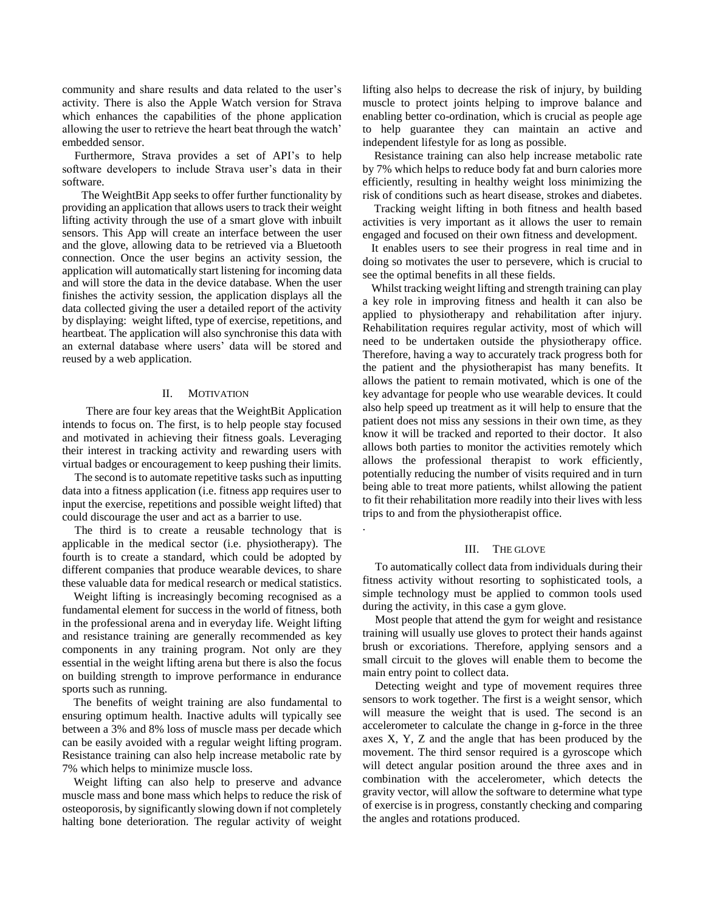community and share results and data related to the user's activity. There is also the Apple Watch version for Strava which enhances the capabilities of the phone application allowing the user to retrieve the heart beat through the watch' embedded sensor.

Furthermore, Strava provides a set of API's to help software developers to include Strava user's data in their software.

The WeightBit App seeks to offer further functionality by providing an application that allows users to track their weight lifting activity through the use of a smart glove with inbuilt sensors. This App will create an interface between the user and the glove, allowing data to be retrieved via a Bluetooth connection. Once the user begins an activity session, the application will automatically start listening for incoming data and will store the data in the device database. When the user finishes the activity session, the application displays all the data collected giving the user a detailed report of the activity by displaying: weight lifted, type of exercise, repetitions, and heartbeat. The application will also synchronise this data with an external database where users' data will be stored and reused by a web application.

## II. Motivation

There are four key areas that the WeightBit Application intends to focus on. The first, is to help people stay focused and motivated in achieving their fitness goals. Leveraging their interest in tracking activity and rewarding users with virtual badges or encouragement to keep pushing their limits.

The second is to automate repetitive tasks such as inputting data into a fitness application (i.e. fitness app requires user to input the exercise, repetitions and possible weight lifted) that could discourage the user and act as a barrier to use.

The third is to create a reusable technology that is applicable in the medical sector (i.e. physiotherapy). The fourth is to create a standard, which could be adopted by different companies that produce wearable devices, to share these valuable data for medical research or medical statistics.

Weight lifting is increasingly becoming recognised as a fundamental element for success in the world of fitness, both in the professional arena and in everyday life. Weight lifting and resistance training are generally recommended as key components in any training program. Not only are they essential in the weight lifting arena but there is also the focus on building strength to improve performance in endurance sports such as running.

The benefits of weight training are also fundamental to ensuring optimum health. Inactive adults will typically see between a 3% and 8% loss of muscle mass per decade which can be easily avoided with a regular weight lifting program. Resistance training can also help increase metabolic rate by 7% which helps to minimize muscle loss.

Weight lifting can also help to preserve and advance muscle mass and bone mass which helps to reduce the risk of osteoporosis, by significantly slowing down if not completely halting bone deterioration. The regular activity of weight lifting also helps to decrease the risk of injury, by building muscle to protect joints helping to improve balance and enabling better co-ordination, which is crucial as people age to help guarantee they can maintain an active and independent lifestyle for as long as possible.

Resistance training can also help increase metabolic rate by 7% which helps to reduce body fat and burn calories more efficiently, resulting in healthy weight loss minimizing the risk of conditions such as heart disease, strokes and diabetes.

Tracking weight lifting in both fitness and health based activities is very important as it allows the user to remain engaged and focused on their own fitness and development.

It enables users to see their progress in real time and in doing so motivates the user to persevere, which is crucial to see the optimal benefits in all these fields.

Whilst tracking weight lifting and strength training can play a key role in improving fitness and health it can also be applied to physiotherapy and rehabilitation after injury. Rehabilitation requires regular activity, most of which will need to be undertaken outside the physiotherapy office. Therefore, having a way to accurately track progress both for the patient and the physiotherapist has many benefits. It allows the patient to remain motivated, which is one of the key advantage for people who use wearable devices. It could also help speed up treatment as it will help to ensure that the patient does not miss any sessions in their own time, as they know it will be tracked and reported to their doctor. It also allows both parties to monitor the activities remotely which allows the professional therapist to work efficiently, potentially reducing the number of visits required and in turn being able to treat more patients, whilst allowing the patient to fit their rehabilitation more readily into their lives with less trips to and from the physiotherapist office.

## III. The Glove

To automatically collect data from individuals during their fitness activity without resorting to sophisticated tools, a simple technology must be applied to common tools used during the activity, in this case a gym glove.

Most people that attend the gym for weight and resistance training will usually use gloves to protect their hands against brush or excoriations. Therefore, applying sensors and a small circuit to the gloves will enable them to become the main entry point to collect data.

Detecting weight and type of movement requires three sensors to work together. The first is a weight sensor, which will measure the weight that is used. The second is an accelerometer to calculate the change in g-force in the three axes X, Y, Z and the angle that has been produced by the movement. The third sensor required is a gyroscope which will detect angular position around the three axes and in combination with the accelerometer, which detects the gravity vector, will allow the software to determine what type of exercise is in progress, constantly checking and comparing the angles and rotations produced.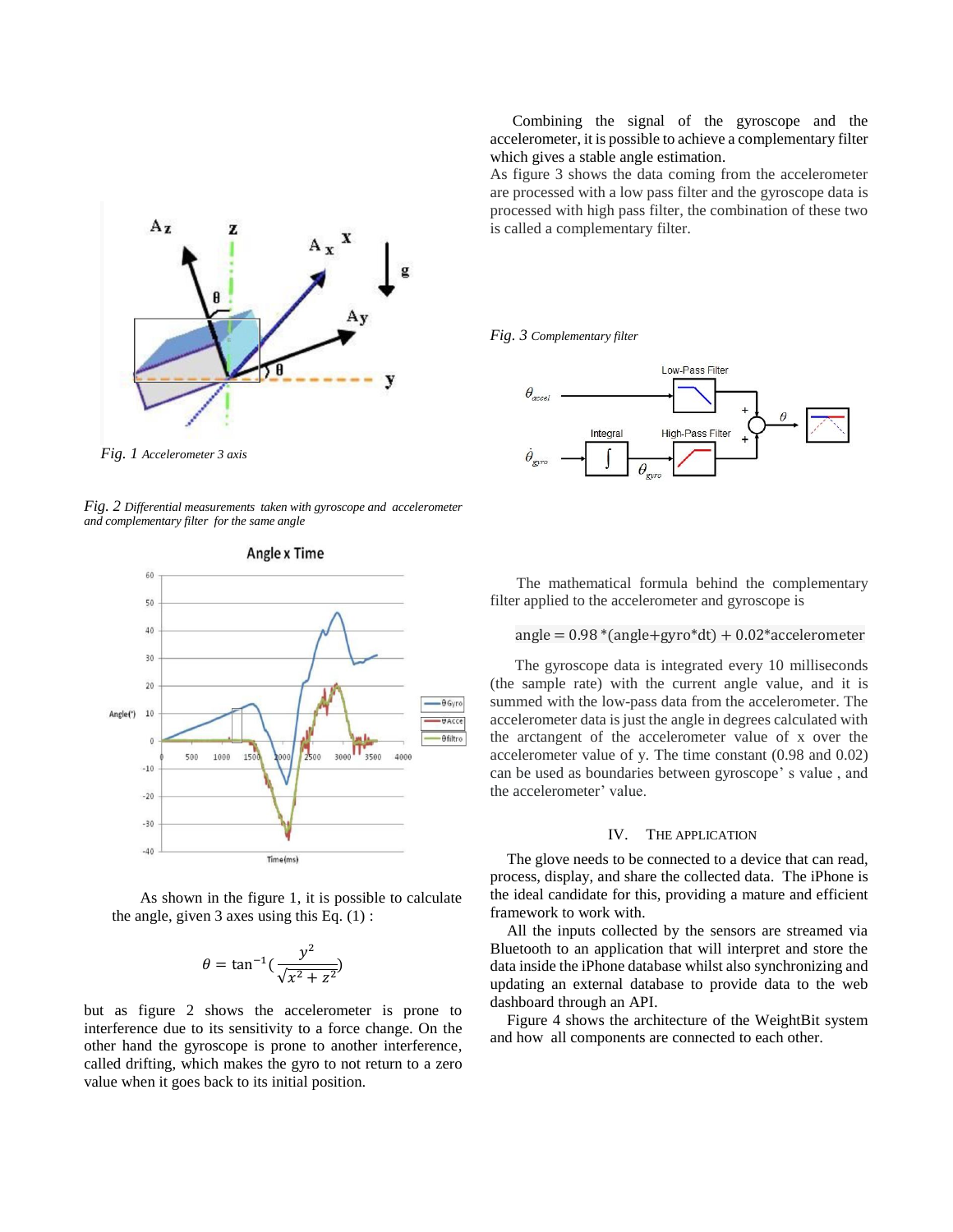*Fig. 1 Accelerometer 3 axis*

*Fig. 2 Differential measurements taken with gyroscope and accelerometer and complementary filter for the same angle*

As shown in the figure 1, it is possible to calculate the angle, given 3 axes using this Eq. (1) :

$$\theta = \tan^{-1}\left(\frac{y^2}{\sqrt{x^2 + z^2}}\right)$$

but as figure 2 shows the accelerometer is prone to interference due to its sensitivity to a force change. On the other hand the gyroscope is prone to another interference, called drifting, which makes the gyro to not return to a zero value when it goes back to its initial position.

Combining the signal of the gyroscope and the accelerometer, it is possible to achieve a complementary filter which gives a stable angle estimation.

As figure 3 shows the data coming from the accelerometer are processed with a low pass filter and the gyroscope data is processed with high pass filter, the combination of these two is called a complementary filter.

*Fig. 3 Complementary filter*

The mathematical formula behind the complementary filter applied to the accelerometer and gyroscope is

angle = 0.98 *(angle+gyro*dt) + 0.02*accelerometer

The gyroscope data is integrated every 10 milliseconds (the sample rate) with the current angle value, and it is summed with the low-pass data from the accelerometer. The accelerometer data is just the angle in degrees calculated with the arctangent of the accelerometer value of x over the accelerometer value of y. The time constant (0.98 and 0.02) can be used as boundaries between gyroscope' s value , and the accelerometer' value.

## IV. The Application

The glove needs to be connected to a device that can read, process, display, and share the collected data. The iPhone is the ideal candidate for this, providing a mature and efficient framework to work with.

All the inputs collected by the sensors are streamed via Bluetooth to an application that will interpret and store the data inside the iPhone database whilst also synchronizing and updating an external database to provide data to the web dashboard through an API.

Figure 4 shows the architecture of the WeightBit system and how all components are connected to each other.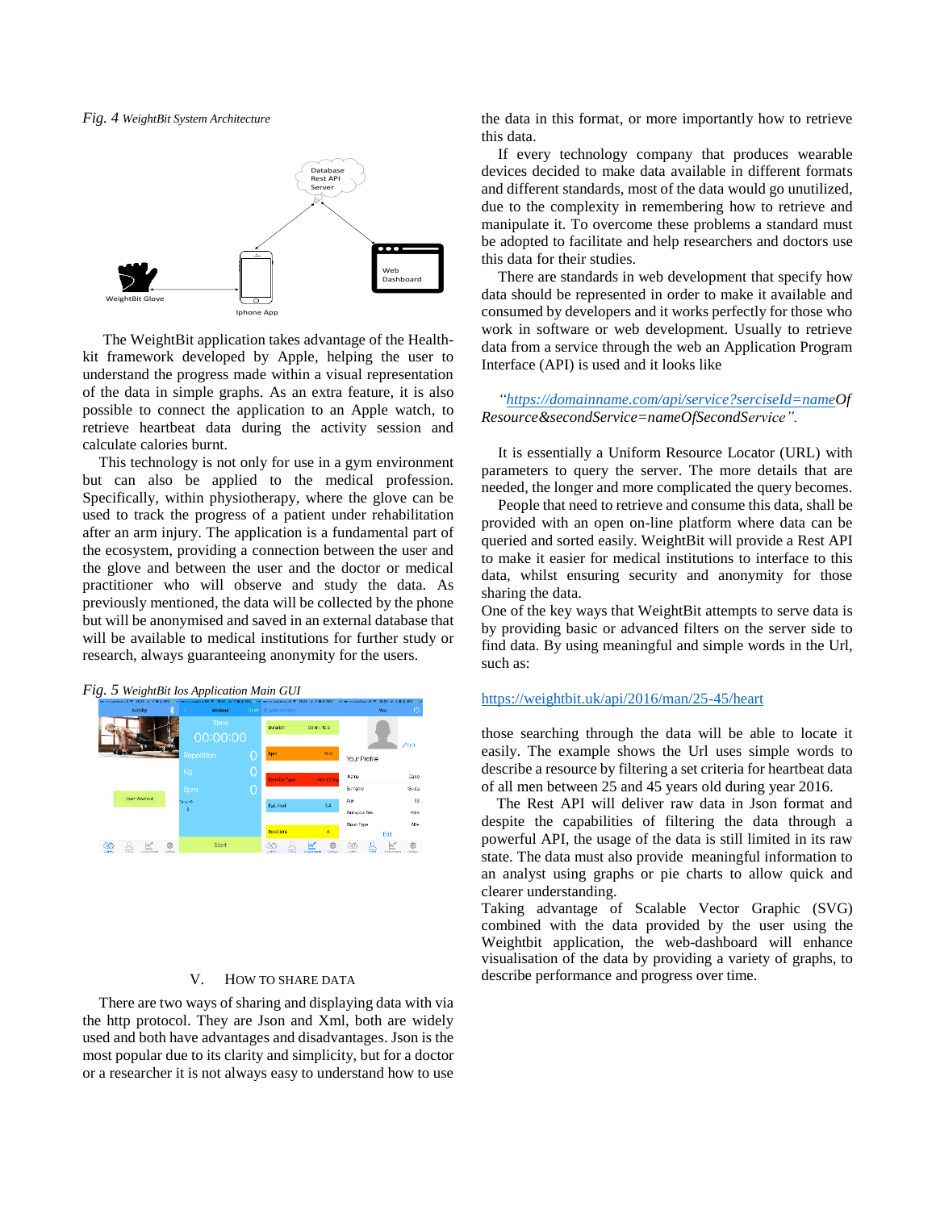*Fig. 4 WeightBit System Architecture*

Database Rest API Server

Web Dashboard

WeightBit Glove

Iphone App

The WeightBit application takes advantage of the Health-kit framework developed by Apple, helping the user to understand the progress made within a visual representation of the data in simple graphs. As an extra feature, it is also possible to connect the application to an Apple watch, to retrieve heartbeat data during the activity session and calculate calories burnt.

This technology is not only for use in a gym environment but can also be applied to the medical profession. Specifically, within physiotherapy, where the glove can be used to track the progress of a patient under rehabilitation after an arm injury. The application is a fundamental part of the ecosystem, providing a connection between the user and the glove and between the user and the doctor or medical practitioner who will observe and study the data. As previously mentioned, the data will be collected by the phone but will be anonymised and saved in an external database that will be available to medical institutions for further study or research, always guaranteeing anonymity for the users.

*Fig. 5 WeightBit Ios Application Main GUI*

## V. How to Share Data

There are two ways of sharing and displaying data with via the http protocol. They are Json and Xml, both are widely used and both have advantages and disadvantages. Json is the most popular due to its clarity and simplicity, but for a doctor or a researcher it is not always easy to understand how to use the data in this format, or more importantly how to retrieve this data.

If every technology company that produces wearable devices decided to make data available in different formats and different standards, most of the data would go unutilized, due to the complexity in remembering how to retrieve and manipulate it. To overcome these problems a standard must be adopted to facilitate and help researchers and doctors use this data for their studies.

There are standards in web development that specify how data should be represented in order to make it available and consumed by developers and it works perfectly for those who work in software or web development. Usually to retrieve data from a service through the web an Application Program Interface (API) is used and it looks like

*"https://domainname.com/api/service?serciseId=nameOf Resource&secondService=nameOfSecondService".*

It is essentially a Uniform Resource Locator (URL) with parameters to query the server. The more details that are needed, the longer and more complicated the query becomes.

People that need to retrieve and consume this data, shall be provided with an open on-line platform where data can be queried and sorted easily. WeightBit will provide a Rest API to make it easier for medical institutions to interface to this data, whilst ensuring security and anonymity for those sharing the data.

One of the key ways that WeightBit attempts to serve data is by providing basic or advanced filters on the server side to find data. By using meaningful and simple words in the Url, such as:

https://weightbit.uk/api/2016/man/25-45/heart

those searching through the data will be able to locate it easily. The example shows the Url uses simple words to describe a resource by filtering a set criteria for heartbeat data of all men between 25 and 45 years old during year 2016.

The Rest API will deliver raw data in Json format and despite the capabilities of filtering the data through a powerful API, the usage of the data is still limited in its raw state. The data must also provide meaningful information to an analyst using graphs or pie charts to allow quick and clearer understanding.

Taking advantage of Scalable Vector Graphic (SVG) combined with the data provided by the user using the Weightbit application, the web-dashboard will enhance visualisation of the data by providing a variety of graphs, to describe performance and progress over time.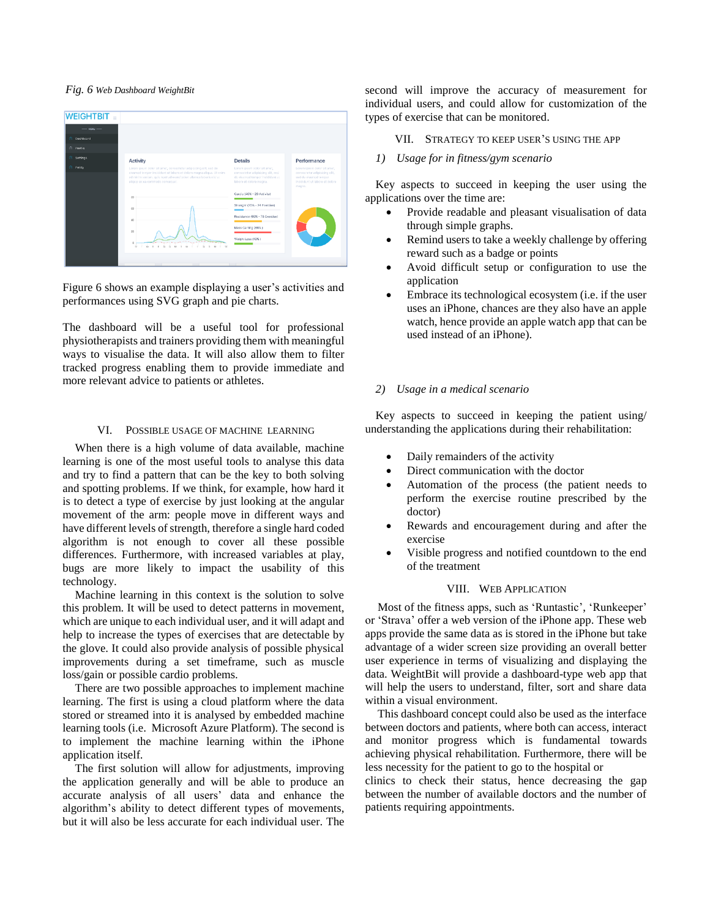*Fig. 6 Web Dashboard WeightBit*

Figure 6 shows an example displaying a user's activities and performances using SVG graph and pie charts.

The dashboard will be a useful tool for professional physiotherapists and trainers providing them with meaningful ways to visualise the data. It will also allow them to filter tracked progress enabling them to provide immediate and more relevant advice to patients or athletes.

## VI. Possible Usage of Machine Learning

When there is a high volume of data available, machine learning is one of the most useful tools to analyse this data and try to find a pattern that can be the key to both solving and spotting problems. If we think, for example, how hard it is to detect a type of exercise by just looking at the angular movement of the arm: people move in different ways and have different levels of strength, therefore a single hard coded algorithm is not enough to cover all these possible differences. Furthermore, with increased variables at play, bugs are more likely to impact the usability of this technology.

Machine learning in this context is the solution to solve this problem. It will be used to detect patterns in movement, which are unique to each individual user, and it will adapt and help to increase the types of exercises that are detectable by the glove. It could also provide analysis of possible physical improvements during a set timeframe, such as muscle loss/gain or possible cardio problems.

There are two possible approaches to implement machine learning. The first is using a cloud platform where the data stored or streamed into it is analysed by embedded machine learning tools (i.e. Microsoft Azure Platform). The second is to implement the machine learning within the iPhone application itself.

The first solution will allow for adjustments, improving the application generally and will be able to produce an accurate analysis of all users' data and enhance the algorithm's ability to detect different types of movements, but it will also be less accurate for each individual user. The second will improve the accuracy of measurement for individual users, and could allow for customization of the types of exercise that can be monitored.

## VII. Strategy to Keep User's Using the App

### *1) Usage for in fitness/gym scenario*

Key aspects to succeed in keeping the user using the applications over the time are:

- Provide readable and pleasant visualisation of data through simple graphs.
- Remind users to take a weekly challenge by offering reward such as a badge or points
- Avoid difficult setup or configuration to use the application
- Embrace its technological ecosystem (i.e. if the user uses an iPhone, chances are they also have an apple watch, hence provide an apple watch app that can be used instead of an iPhone).

### *2) Usage in a medical scenario*

Key aspects to succeed in keeping the patient using/ understanding the applications during their rehabilitation:

- Daily remainders of the activity
- Direct communication with the doctor
- Automation of the process (the patient needs to perform the exercise routine prescribed by the doctor)
- Rewards and encouragement during and after the exercise
- Visible progress and notified countdown to the end of the treatment

## VIII. Web Application

Most of the fitness apps, such as 'Runtastic', 'Runkeeper' or 'Strava' offer a web version of the iPhone app. These web apps provide the same data as is stored in the iPhone but take advantage of a wider screen size providing an overall better user experience in terms of visualizing and displaying the data. WeightBit will provide a dashboard-type web app that will help the users to understand, filter, sort and share data within a visual environment.

This dashboard concept could also be used as the interface between doctors and patients, where both can access, interact and monitor progress which is fundamental towards achieving physical rehabilitation. Furthermore, there will be less necessity for the patient to go to the hospital or clinics to check their status, hence decreasing the gap between the number of available doctors and the number of patients requiring appointments.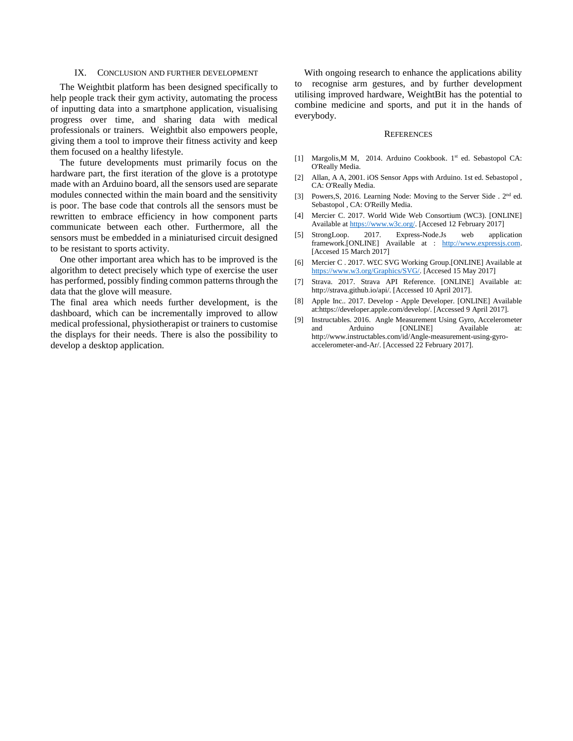## IX. Conclusion and further development

The Weightbit platform has been designed specifically to help people track their gym activity, automating the process of inputting data into a smartphone application, visualising progress over time, and sharing data with medical professionals or trainers. Weightbit also empowers people, giving them a tool to improve their fitness activity and keep them focused on a healthy lifestyle.

The future developments must primarily focus on the hardware part, the first iteration of the glove is a prototype made with an Arduino board, all the sensors used are separate modules connected within the main board and the sensitivity is poor. The base code that controls all the sensors must be rewritten to embrace efficiency in how component parts communicate between each other. Furthermore, all the sensors must be embedded in a miniaturised circuit designed to be resistant to sports activity.

One other important area which has to be improved is the algorithm to detect precisely which type of exercise the user has performed, possibly finding common patterns through the data that the glove will measure.

The final area which needs further development, is the dashboard, which can be incrementally improved to allow medical professional, physiotherapist or trainers to customise the displays for their needs. There is also the possibility to develop a desktop application.

With ongoing research to enhance the applications ability to recognise arm gestures, and by further development utilising improved hardware, WeightBit has the potential to combine medicine and sports, and put it in the hands of everybody.

## References

[1] Margolis,M M, 2014. Arduino Cookbook. 1st ed. Sebastopol CA: O'Really Media.

[2] Allan, A A, 2001. iOS Sensor Apps with Arduino. 1st ed. Sebastopol , CA: O'Really Media.

[3] Powers,S, 2016. Learning Node: Moving to the Server Side . 2nd ed. Sebastopol , CA: O'Reilly Media.

[4] Mercier C. 2017. World Wide Web Consortium (WC3). [ONLINE] Available at https://www.w3c.org/. [Accesed 12 February 2017]

[5] StrongLoop. 2017. Express-Node.Js web application framework.[ONLINE] Available at : http://www.expressjs.com. [Accesed 15 March 2017]

[6] Mercier C . 2017. W£C SVG Working Group.[ONLINE] Available at https://www.w3.org/Graphics/SVG/. [Accesed 15 May 2017]

[7] Strava. 2017. Strava API Reference. [ONLINE] Available at: http://strava.github.io/api/. [Accessed 10 April 2017].

[8] Apple Inc.. 2017. Develop - Apple Developer. [ONLINE] Available at:https://developer.apple.com/develop/. [Accessed 9 April 2017].

[9] Instructables. 2016. Angle Measurement Using Gyro, Accelerometer and Arduino [ONLINE] Available at: http://www.instructables.com/id/Angle-measurement-using-gyro-accelerometer-and-Ar/. [Accessed 22 February 2017].